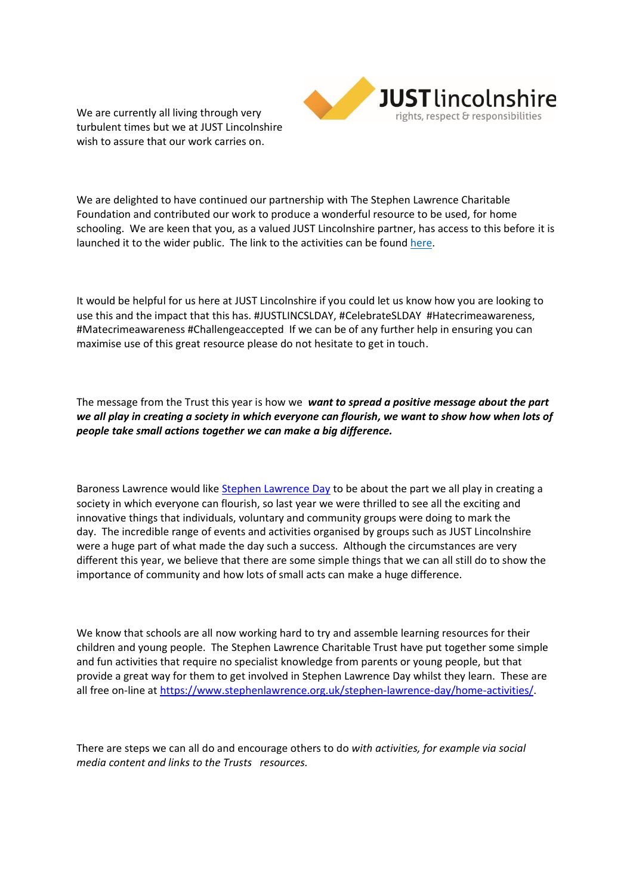JUST lincolnshire
rights, respect & responsibilities

We are currently all living through very turbulent times but we at JUST Lincolnshire wish to assure that our work carries on.

We are delighted to have continued our partnership with The Stephen Lawrence Charitable Foundation and contributed our work to produce a wonderful resource to be used, for home schooling. We are keen that you, as a valued JUST Lincolnshire partner, has access to this before it is launched it to the wider public. The link to the activities can be found [here](here).

It would be helpful for us here at JUST Lincolnshire if you could let us know how you are looking to use this and the impact that this has. #JUSTLINCSLDAY, #CelebrateSLDAY #Hatecrimeawareness, #Matecrimeawareness #Challengeaccepted If we can be of any further help in ensuring you can maximise use of this great resource please do not hesitate to get in touch.

The message from the Trust this year is how we ***want to spread a positive message about the part we all play in creating a society in which everyone can flourish, we want to show how when lots of people take small actions together we can make a big difference.***

Baroness Lawrence would like [Stephen Lawrence Day](Stephen Lawrence Day) to be about the part we all play in creating a society in which everyone can flourish, so last year we were thrilled to see all the exciting and innovative things that individuals, voluntary and community groups were doing to mark the day. The incredible range of events and activities organised by groups such as JUST Lincolnshire were a huge part of what made the day such a success. Although the circumstances are very different this year, we believe that there are some simple things that we can all still do to show the importance of community and how lots of small acts can make a huge difference.

We know that schools are all now working hard to try and assemble learning resources for their children and young people. The Stephen Lawrence Charitable Trust have put together some simple and fun activities that require no specialist knowledge from parents or young people, but that provide a great way for them to get involved in Stephen Lawrence Day whilst they learn. These are all free on-line at [https://www.stephenlawrence.org.uk/stephen-lawrence-day/home-activities/](https://www.stephenlawrence.org.uk/stephen-lawrence-day/home-activities/).

There are steps we can all do and encourage others to do *with activities, for example via social media content and links to the Trusts resources.*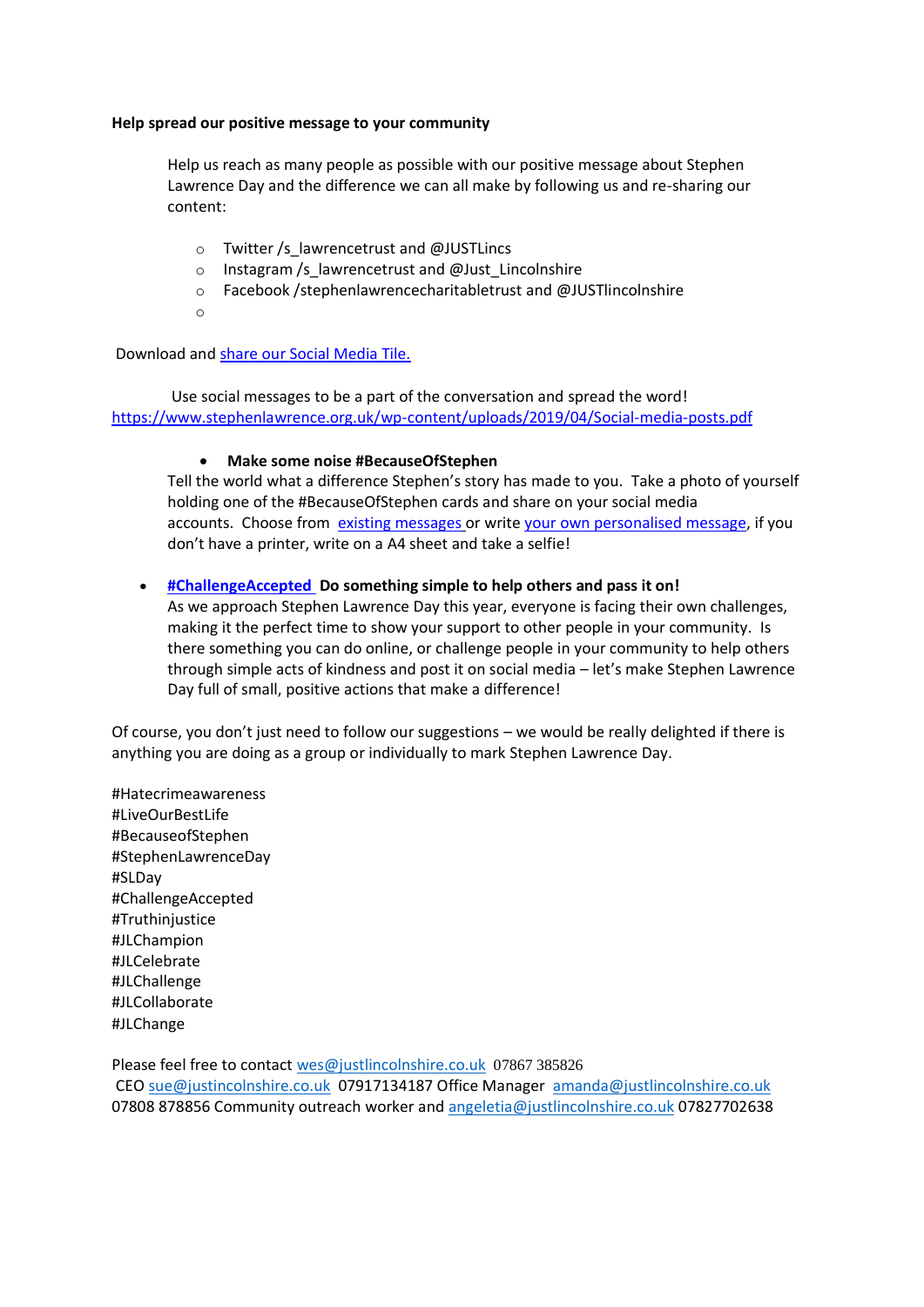**Help spread our positive message to your community**

Help us reach as many people as possible with our positive message about Stephen Lawrence Day and the difference we can all make by following us and re-sharing our content:

- Twitter /s_lawrencetrust and @JUSTLincs
- Instagram /s_lawrencetrust and @Just_Lincolnshire
- Facebook /stephenlawrencecharitabletrust and @JUSTlincolnshire

Download and [share our Social Media Tile.]()

Use social messages to be a part of the conversation and spread the word!
https://www.stephenlawrence.org.uk/wp-content/uploads/2019/04/Social-media-posts.pdf

- **Make some noise #BecauseOfStephen**

  Tell the world what a difference Stephen's story has made to you. Take a photo of yourself holding one of the #BecauseOfStephen cards and share on your social media accounts. Choose from [existing messages]() or write [your own personalised message](), if you don't have a printer, write on a A4 sheet and take a selfie!

- **[#ChallengeAccepted]() Do something simple to help others and pass it on!**

  As we approach Stephen Lawrence Day this year, everyone is facing their own challenges, making it the perfect time to show your support to other people in your community. Is there something you can do online, or challenge people in your community to help others through simple acts of kindness and post it on social media – let's make Stephen Lawrence Day full of small, positive actions that make a difference!

Of course, you don't just need to follow our suggestions – we would be really delighted if there is anything you are doing as a group or individually to mark Stephen Lawrence Day.

#Hatecrimeawareness
#LiveOurBestLife
#BecauseofStephen
#StephenLawrenceDay
#SLDay
#ChallengeAccepted
#Truthinjustice
#JLChampion
#JLCelebrate
#JLChallenge
#JLCollaborate
#JLChange

Please feel free to contact wes@justlincolnshire.co.uk 07867 385826
CEO sue@justincolnshire.co.uk 07917134187 Office Manager amanda@justlincolnshire.co.uk 07808 878856 Community outreach worker and angeletia@justlincolnshire.co.uk 07827702638